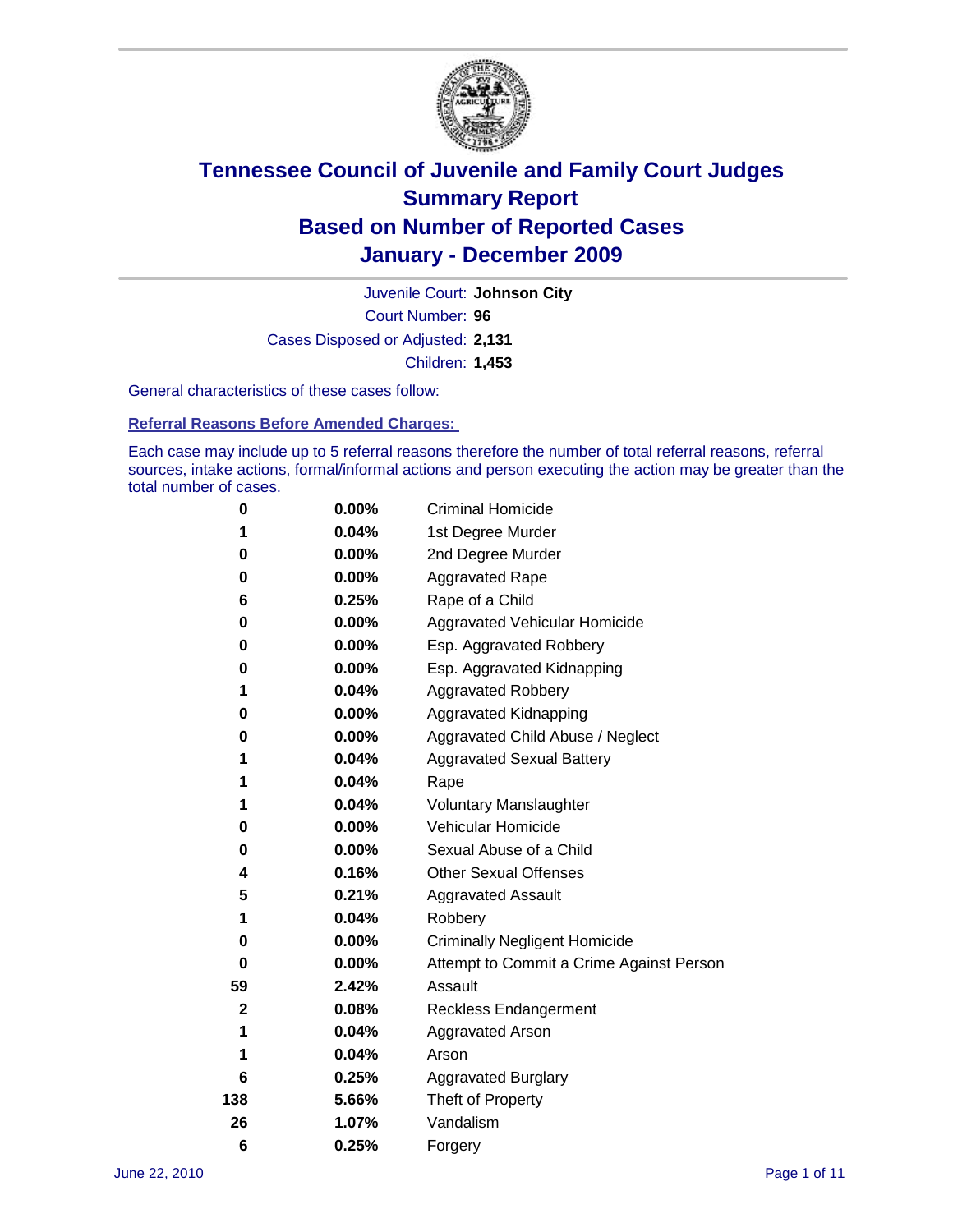# Tennessee Council of Juvenile and Family Court Judges
# Summary Report
# Based on Number of Reported Cases
# January - December 2009

Juvenile Court: **Johnson City**

Court Number: **96**

Cases Disposed or Adjusted: **2,131**

Children: **1,453**

General characteristics of these cases follow:

**Referral Reasons Before Amended Charges:**

Each case may include up to 5 referral reasons therefore the number of total referral reasons, referral sources, intake actions, formal/informal actions and person executing the action may be greater than the total number of cases.

| | | |
|---|---|---|
| 0 | 0.00% | Criminal Homicide |
| 1 | 0.04% | 1st Degree Murder |
| 0 | 0.00% | 2nd Degree Murder |
| 0 | 0.00% | Aggravated Rape |
| 6 | 0.25% | Rape of a Child |
| 0 | 0.00% | Aggravated Vehicular Homicide |
| 0 | 0.00% | Esp. Aggravated Robbery |
| 0 | 0.00% | Esp. Aggravated Kidnapping |
| 1 | 0.04% | Aggravated Robbery |
| 0 | 0.00% | Aggravated Kidnapping |
| 0 | 0.00% | Aggravated Child Abuse / Neglect |
| 1 | 0.04% | Aggravated Sexual Battery |
| 1 | 0.04% | Rape |
| 1 | 0.04% | Voluntary Manslaughter |
| 0 | 0.00% | Vehicular Homicide |
| 0 | 0.00% | Sexual Abuse of a Child |
| 4 | 0.16% | Other Sexual Offenses |
| 5 | 0.21% | Aggravated Assault |
| 1 | 0.04% | Robbery |
| 0 | 0.00% | Criminally Negligent Homicide |
| 0 | 0.00% | Attempt to Commit a Crime Against Person |
| 59 | 2.42% | Assault |
| 2 | 0.08% | Reckless Endangerment |
| 1 | 0.04% | Aggravated Arson |
| 1 | 0.04% | Arson |
| 6 | 0.25% | Aggravated Burglary |
| 138 | 5.66% | Theft of Property |
| 26 | 1.07% | Vandalism |
| 6 | 0.25% | Forgery |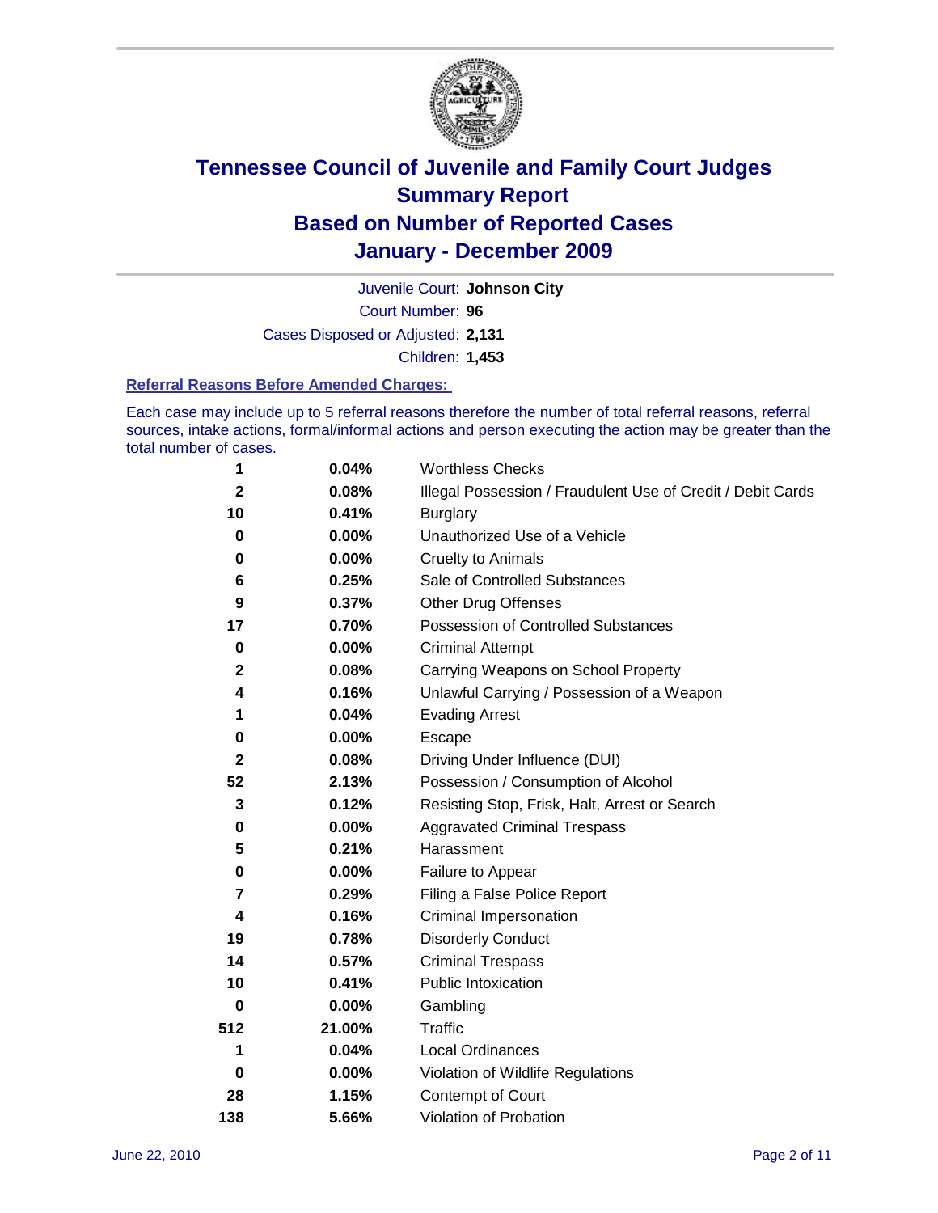# Tennessee Council of Juvenile and Family Court Judges
## Summary Report
## Based on Number of Reported Cases
## January - December 2009

Juvenile Court: **Johnson City**
Court Number: **96**
Cases Disposed or Adjusted: **2,131**
Children: **1,453**

### Referral Reasons Before Amended Charges:

Each case may include up to 5 referral reasons therefore the number of total referral reasons, referral sources, intake actions, formal/informal actions and person executing the action may be greater than the total number of cases.

| Count | Percent | Referral Reason |
|---|---|---|
| 1 | 0.04% | Worthless Checks |
| 2 | 0.08% | Illegal Possession / Fraudulent Use of Credit / Debit Cards |
| 10 | 0.41% | Burglary |
| 0 | 0.00% | Unauthorized Use of a Vehicle |
| 0 | 0.00% | Cruelty to Animals |
| 6 | 0.25% | Sale of Controlled Substances |
| 9 | 0.37% | Other Drug Offenses |
| 17 | 0.70% | Possession of Controlled Substances |
| 0 | 0.00% | Criminal Attempt |
| 2 | 0.08% | Carrying Weapons on School Property |
| 4 | 0.16% | Unlawful Carrying / Possession of a Weapon |
| 1 | 0.04% | Evading Arrest |
| 0 | 0.00% | Escape |
| 2 | 0.08% | Driving Under Influence (DUI) |
| 52 | 2.13% | Possession / Consumption of Alcohol |
| 3 | 0.12% | Resisting Stop, Frisk, Halt, Arrest or Search |
| 0 | 0.00% | Aggravated Criminal Trespass |
| 5 | 0.21% | Harassment |
| 0 | 0.00% | Failure to Appear |
| 7 | 0.29% | Filing a False Police Report |
| 4 | 0.16% | Criminal Impersonation |
| 19 | 0.78% | Disorderly Conduct |
| 14 | 0.57% | Criminal Trespass |
| 10 | 0.41% | Public Intoxication |
| 0 | 0.00% | Gambling |
| 512 | 21.00% | Traffic |
| 1 | 0.04% | Local Ordinances |
| 0 | 0.00% | Violation of Wildlife Regulations |
| 28 | 1.15% | Contempt of Court |
| 138 | 5.66% | Violation of Probation |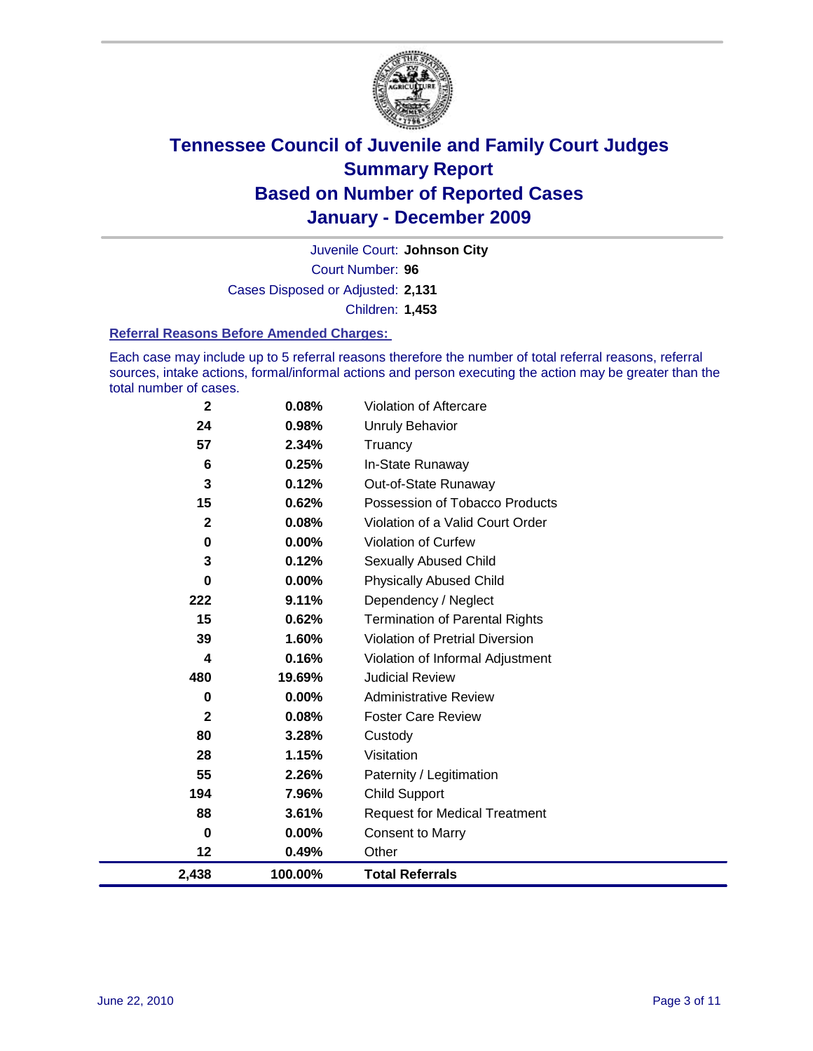# Tennessee Council of Juvenile and Family Court Judges
## Summary Report
## Based on Number of Reported Cases
## January - December 2009

Juvenile Court: **Johnson City**

Court Number: **96**

Cases Disposed or Adjusted: **2,131**

Children: **1,453**

### Referral Reasons Before Amended Charges:

Each case may include up to 5 referral reasons therefore the number of total referral reasons, referral sources, intake actions, formal/informal actions and person executing the action may be greater than the total number of cases.

| Count | Percent | Referral Reason |
|---|---|---|
| 2 | 0.08% | Violation of Aftercare |
| 24 | 0.98% | Unruly Behavior |
| 57 | 2.34% | Truancy |
| 6 | 0.25% | In-State Runaway |
| 3 | 0.12% | Out-of-State Runaway |
| 15 | 0.62% | Possession of Tobacco Products |
| 2 | 0.08% | Violation of a Valid Court Order |
| 0 | 0.00% | Violation of Curfew |
| 3 | 0.12% | Sexually Abused Child |
| 0 | 0.00% | Physically Abused Child |
| 222 | 9.11% | Dependency / Neglect |
| 15 | 0.62% | Termination of Parental Rights |
| 39 | 1.60% | Violation of Pretrial Diversion |
| 4 | 0.16% | Violation of Informal Adjustment |
| 480 | 19.69% | Judicial Review |
| 0 | 0.00% | Administrative Review |
| 2 | 0.08% | Foster Care Review |
| 80 | 3.28% | Custody |
| 28 | 1.15% | Visitation |
| 55 | 2.26% | Paternity / Legitimation |
| 194 | 7.96% | Child Support |
| 88 | 3.61% | Request for Medical Treatment |
| 0 | 0.00% | Consent to Marry |
| 12 | 0.49% | Other |
| **2,438** | **100.00%** | **Total Referrals** |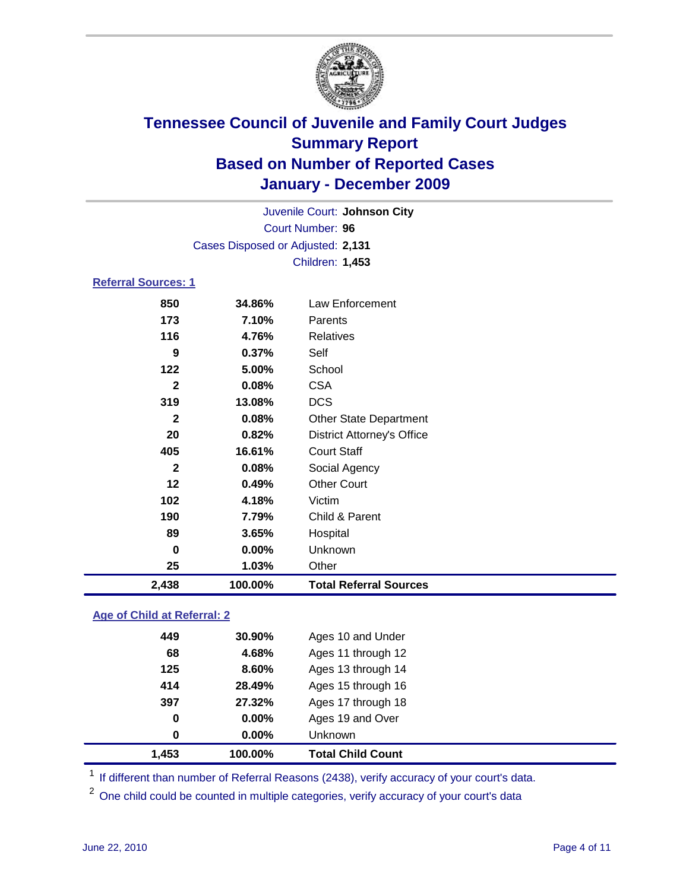# Tennessee Council of Juvenile and Family Court Judges
## Summary Report
## Based on Number of Reported Cases
## January - December 2009

Juvenile Court: **Johnson City**
Court Number: **96**
Cases Disposed or Adjusted: **2,131**
Children: **1,453**

### Referral Sources: 1

| | | |
|---|---|---|
| 850 | 34.86% | Law Enforcement |
| 173 | 7.10% | Parents |
| 116 | 4.76% | Relatives |
| 9 | 0.37% | Self |
| 122 | 5.00% | School |
| 2 | 0.08% | CSA |
| 319 | 13.08% | DCS |
| 2 | 0.08% | Other State Department |
| 20 | 0.82% | District Attorney's Office |
| 405 | 16.61% | Court Staff |
| 2 | 0.08% | Social Agency |
| 12 | 0.49% | Other Court |
| 102 | 4.18% | Victim |
| 190 | 7.79% | Child & Parent |
| 89 | 3.65% | Hospital |
| 0 | 0.00% | Unknown |
| 25 | 1.03% | Other |
| **2,438** | **100.00%** | **Total Referral Sources** |

### Age of Child at Referral: 2

| | | |
|---|---|---|
| 449 | 30.90% | Ages 10 and Under |
| 68 | 4.68% | Ages 11 through 12 |
| 125 | 8.60% | Ages 13 through 14 |
| 414 | 28.49% | Ages 15 through 16 |
| 397 | 27.32% | Ages 17 through 18 |
| 0 | 0.00% | Ages 19 and Over |
| 0 | 0.00% | Unknown |
| **1,453** | **100.00%** | **Total Child Count** |

[1] If different than number of Referral Reasons (2438), verify accuracy of your court's data.

[2] One child could be counted in multiple categories, verify accuracy of your court's data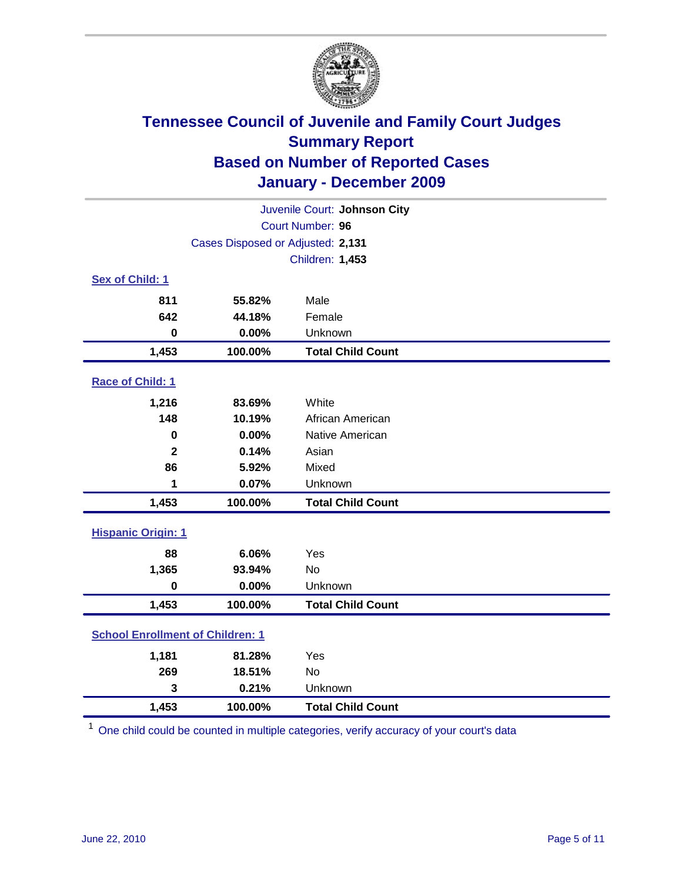# Tennessee Council of Juvenile and Family Court Judges
## Summary Report
## Based on Number of Reported Cases
## January - December 2009

Juvenile Court: **Johnson City**

Court Number: **96**

Cases Disposed or Adjusted: **2,131**

Children: **1,453**

### Sex of Child: 1

| | | |
|---|---|---|
| 811 | 55.82% | Male |
| 642 | 44.18% | Female |
| 0 | 0.00% | Unknown |
| **1,453** | **100.00%** | **Total Child Count** |

### Race of Child: 1

| | | |
|---|---|---|
| 1,216 | 83.69% | White |
| 148 | 10.19% | African American |
| 0 | 0.00% | Native American |
| 2 | 0.14% | Asian |
| 86 | 5.92% | Mixed |
| 1 | 0.07% | Unknown |
| **1,453** | **100.00%** | **Total Child Count** |

### Hispanic Origin: 1

| | | |
|---|---|---|
| 88 | 6.06% | Yes |
| 1,365 | 93.94% | No |
| 0 | 0.00% | Unknown |
| **1,453** | **100.00%** | **Total Child Count** |

### School Enrollment of Children: 1

| | | |
|---|---|---|
| 1,181 | 81.28% | Yes |
| 269 | 18.51% | No |
| 3 | 0.21% | Unknown |
| **1,453** | **100.00%** | **Total Child Count** |

[1] One child could be counted in multiple categories, verify accuracy of your court's data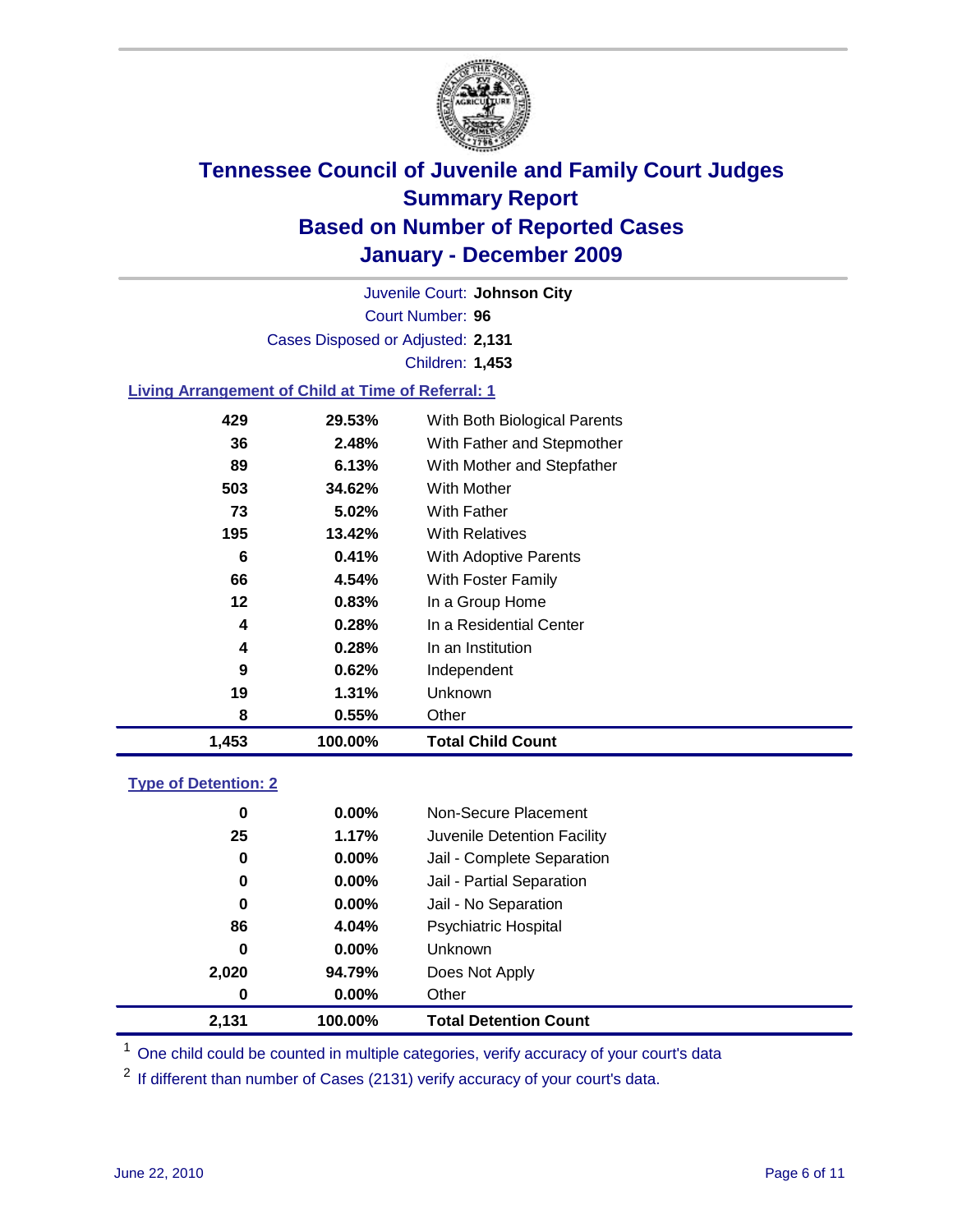# Tennessee Council of Juvenile and Family Court Judges
# Summary Report
# Based on Number of Reported Cases
# January - December 2009

Juvenile Court: **Johnson City**

Court Number: **96**

Cases Disposed or Adjusted: **2,131**

Children: **1,453**

### Living Arrangement of Child at Time of Referral: 1

| | | |
|---|---|---|
| 429 | 29.53% | With Both Biological Parents |
| 36 | 2.48% | With Father and Stepmother |
| 89 | 6.13% | With Mother and Stepfather |
| 503 | 34.62% | With Mother |
| 73 | 5.02% | With Father |
| 195 | 13.42% | With Relatives |
| 6 | 0.41% | With Adoptive Parents |
| 66 | 4.54% | With Foster Family |
| 12 | 0.83% | In a Group Home |
| 4 | 0.28% | In a Residential Center |
| 4 | 0.28% | In an Institution |
| 9 | 0.62% | Independent |
| 19 | 1.31% | Unknown |
| 8 | 0.55% | Other |
| **1,453** | **100.00%** | **Total Child Count** |

### Type of Detention: 2

| | | |
|---|---|---|
| 0 | 0.00% | Non-Secure Placement |
| 25 | 1.17% | Juvenile Detention Facility |
| 0 | 0.00% | Jail - Complete Separation |
| 0 | 0.00% | Jail - Partial Separation |
| 0 | 0.00% | Jail - No Separation |
| 86 | 4.04% | Psychiatric Hospital |
| 0 | 0.00% | Unknown |
| 2,020 | 94.79% | Does Not Apply |
| 0 | 0.00% | Other |
| **2,131** | **100.00%** | **Total Detention Count** |

[1] One child could be counted in multiple categories, verify accuracy of your court's data

[2] If different than number of Cases (2131) verify accuracy of your court's data.

June 22, 2010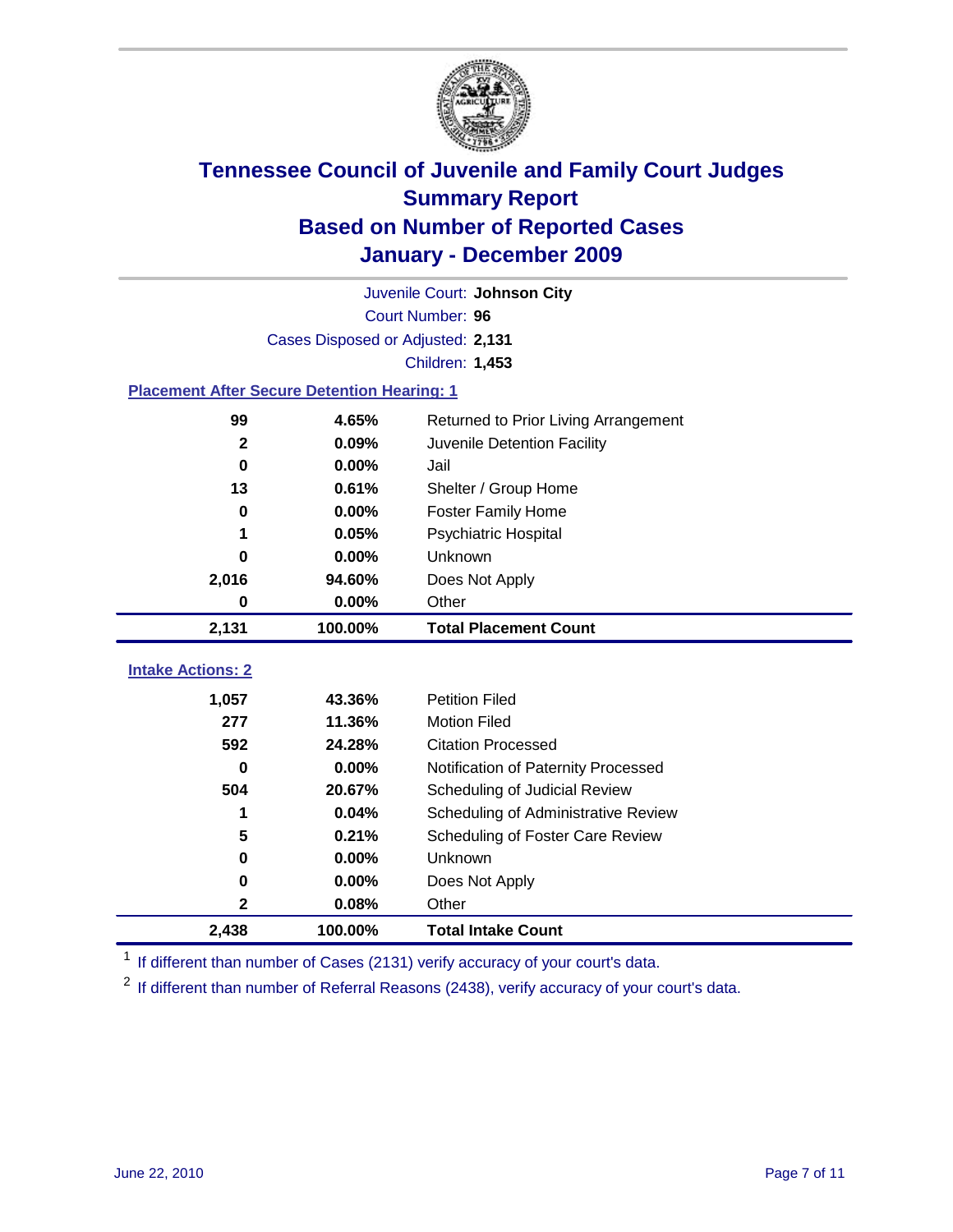# Tennessee Council of Juvenile and Family Court Judges
## Summary Report
## Based on Number of Reported Cases
## January - December 2009

Juvenile Court: **Johnson City**

Court Number: **96**

Cases Disposed or Adjusted: **2,131**

Children: **1,453**

### Placement After Secure Detention Hearing: 1

| | | |
|---|---|---|
| 99 | 4.65% | Returned to Prior Living Arrangement |
| 2 | 0.09% | Juvenile Detention Facility |
| 0 | 0.00% | Jail |
| 13 | 0.61% | Shelter / Group Home |
| 0 | 0.00% | Foster Family Home |
| 1 | 0.05% | Psychiatric Hospital |
| 0 | 0.00% | Unknown |
| 2,016 | 94.60% | Does Not Apply |
| 0 | 0.00% | Other |
| **2,131** | **100.00%** | **Total Placement Count** |

### Intake Actions: 2

| | | |
|---|---|---|
| 1,057 | 43.36% | Petition Filed |
| 277 | 11.36% | Motion Filed |
| 592 | 24.28% | Citation Processed |
| 0 | 0.00% | Notification of Paternity Processed |
| 504 | 20.67% | Scheduling of Judicial Review |
| 1 | 0.04% | Scheduling of Administrative Review |
| 5 | 0.21% | Scheduling of Foster Care Review |
| 0 | 0.00% | Unknown |
| 0 | 0.00% | Does Not Apply |
| 2 | 0.08% | Other |
| **2,438** | **100.00%** | **Total Intake Count** |

[1] If different than number of Cases (2131) verify accuracy of your court's data.

[2] If different than number of Referral Reasons (2438), verify accuracy of your court's data.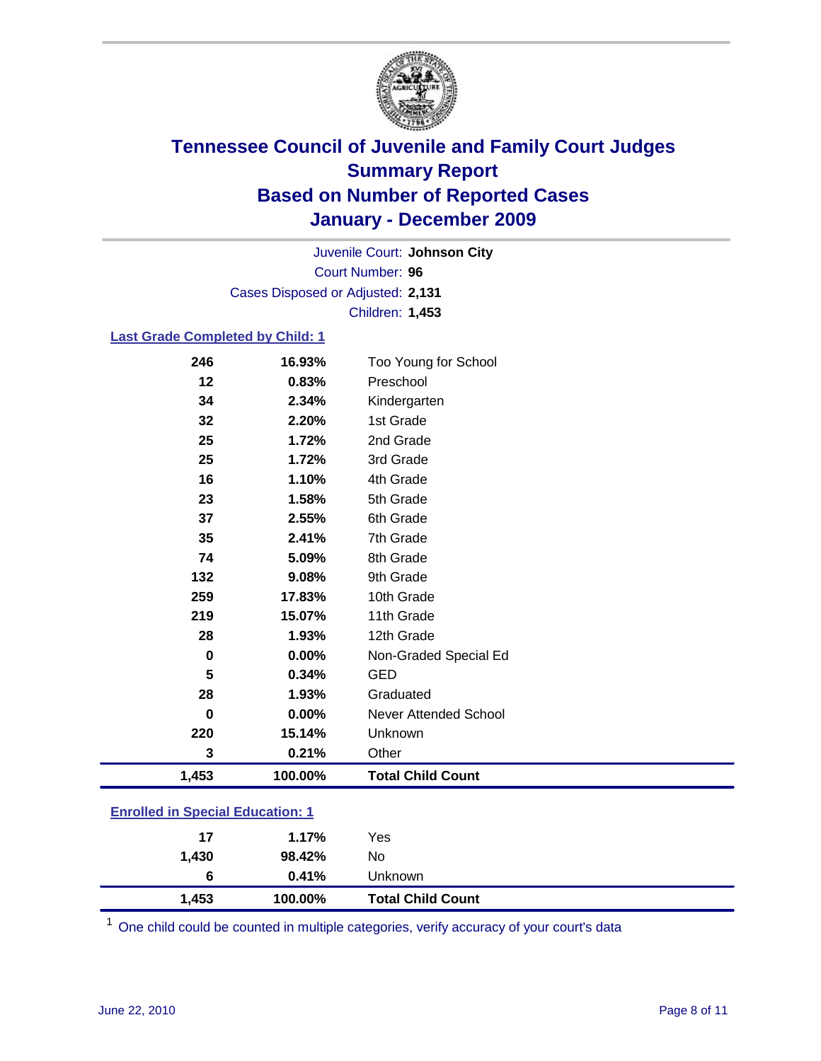# Tennessee Council of Juvenile and Family Court Judges
## Summary Report
## Based on Number of Reported Cases
## January - December 2009

Juvenile Court: **Johnson City**
Court Number: **96**
Cases Disposed or Adjusted: **2,131**
Children: **1,453**

### Last Grade Completed by Child: 1

| | | |
|---|---|---|
| 246 | 16.93% | Too Young for School |
| 12 | 0.83% | Preschool |
| 34 | 2.34% | Kindergarten |
| 32 | 2.20% | 1st Grade |
| 25 | 1.72% | 2nd Grade |
| 25 | 1.72% | 3rd Grade |
| 16 | 1.10% | 4th Grade |
| 23 | 1.58% | 5th Grade |
| 37 | 2.55% | 6th Grade |
| 35 | 2.41% | 7th Grade |
| 74 | 5.09% | 8th Grade |
| 132 | 9.08% | 9th Grade |
| 259 | 17.83% | 10th Grade |
| 219 | 15.07% | 11th Grade |
| 28 | 1.93% | 12th Grade |
| 0 | 0.00% | Non-Graded Special Ed |
| 5 | 0.34% | GED |
| 28 | 1.93% | Graduated |
| 0 | 0.00% | Never Attended School |
| 220 | 15.14% | Unknown |
| 3 | 0.21% | Other |
| **1,453** | **100.00%** | **Total Child Count** |

### Enrolled in Special Education: 1

| | | |
|---|---|---|
| 17 | 1.17% | Yes |
| 1,430 | 98.42% | No |
| 6 | 0.41% | Unknown |
| **1,453** | **100.00%** | **Total Child Count** |

[1] One child could be counted in multiple categories, verify accuracy of your court's data

June 22, 2010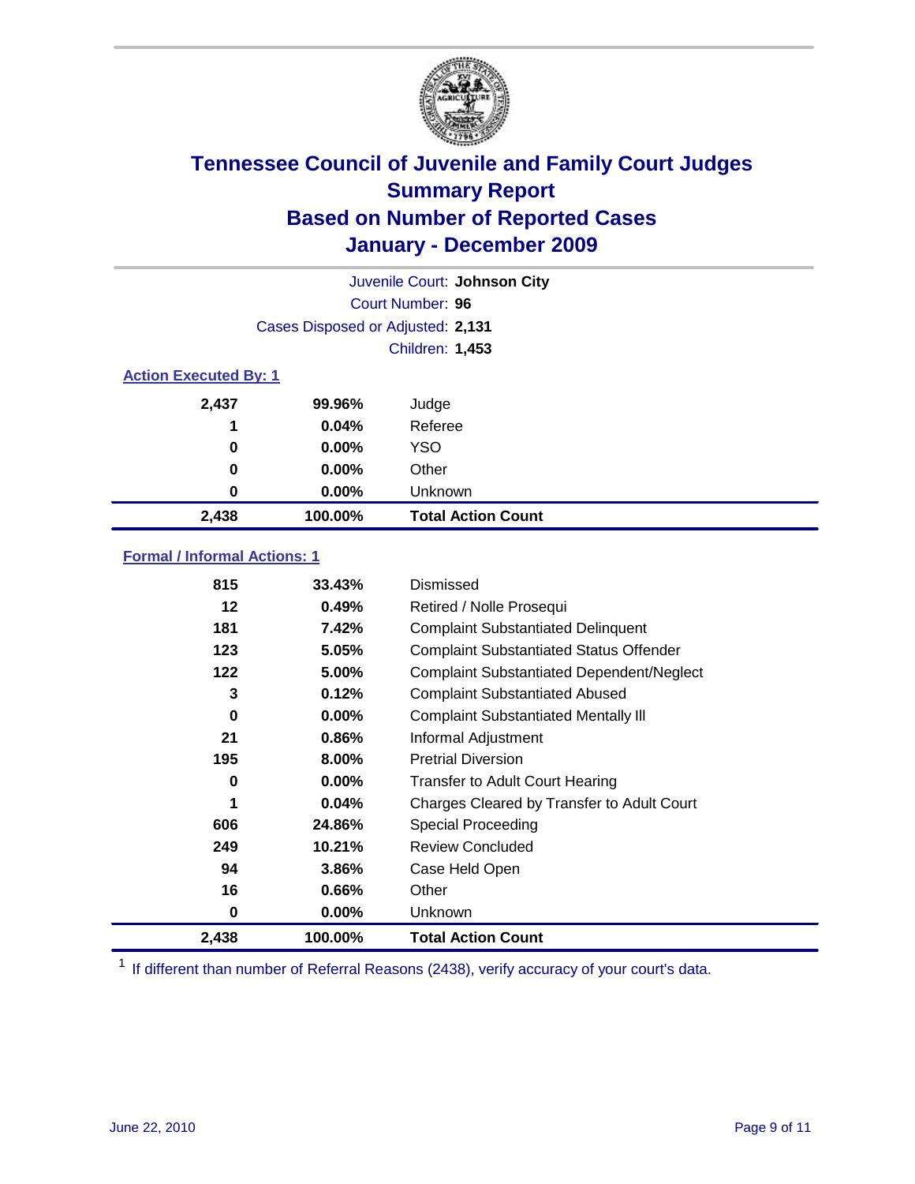# Tennessee Council of Juvenile and Family Court Judges
## Summary Report
## Based on Number of Reported Cases
## January - December 2009

Juvenile Court: **Johnson City**

Court Number: **96**

Cases Disposed or Adjusted: **2,131**

Children: **1,453**

### Action Executed By: 1

| | | |
|---|---|---|
| 2,437 | 99.96% | Judge |
| 1 | 0.04% | Referee |
| 0 | 0.00% | YSO |
| 0 | 0.00% | Other |
| 0 | 0.00% | Unknown |
| **2,438** | **100.00%** | **Total Action Count** |

### Formal / Informal Actions: 1

| | | |
|---|---|---|
| 815 | 33.43% | Dismissed |
| 12 | 0.49% | Retired / Nolle Prosequi |
| 181 | 7.42% | Complaint Substantiated Delinquent |
| 123 | 5.05% | Complaint Substantiated Status Offender |
| 122 | 5.00% | Complaint Substantiated Dependent/Neglect |
| 3 | 0.12% | Complaint Substantiated Abused |
| 0 | 0.00% | Complaint Substantiated Mentally Ill |
| 21 | 0.86% | Informal Adjustment |
| 195 | 8.00% | Pretrial Diversion |
| 0 | 0.00% | Transfer to Adult Court Hearing |
| 1 | 0.04% | Charges Cleared by Transfer to Adult Court |
| 606 | 24.86% | Special Proceeding |
| 249 | 10.21% | Review Concluded |
| 94 | 3.86% | Case Held Open |
| 16 | 0.66% | Other |
| 0 | 0.00% | Unknown |
| **2,438** | **100.00%** | **Total Action Count** |

[1] If different than number of Referral Reasons (2438), verify accuracy of your court's data.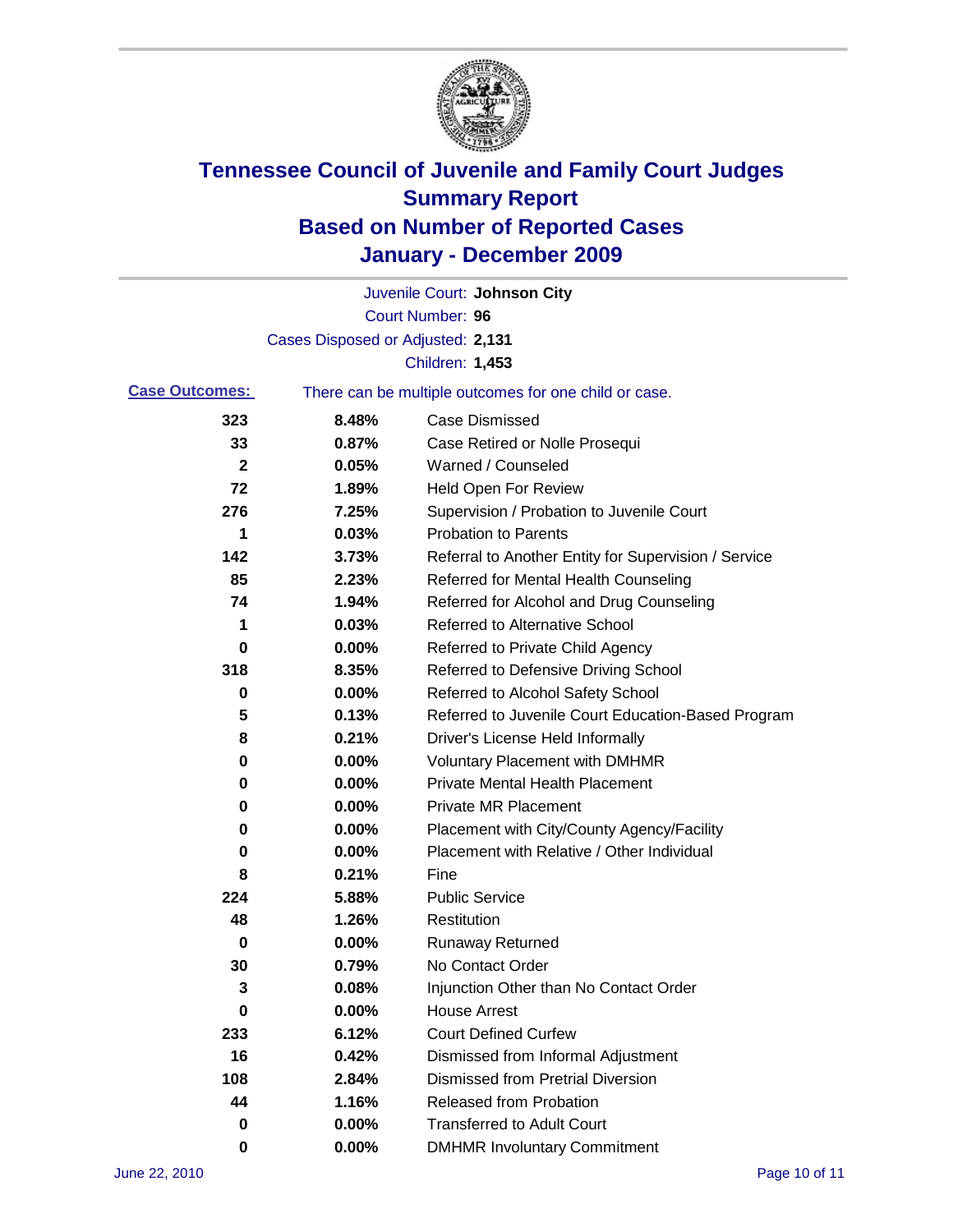# Tennessee Council of Juvenile and Family Court Judges
## Summary Report
## Based on Number of Reported Cases
## January - December 2009

Juvenile Court: **Johnson City**

Court Number: **96**

Cases Disposed or Adjusted: **2,131**

Children: **1,453**

**Case Outcomes:** There can be multiple outcomes for one child or case.

| Count | Percent | Outcome |
|---|---|---|
| 323 | 8.48% | Case Dismissed |
| 33 | 0.87% | Case Retired or Nolle Prosequi |
| 2 | 0.05% | Warned / Counseled |
| 72 | 1.89% | Held Open For Review |
| 276 | 7.25% | Supervision / Probation to Juvenile Court |
| 1 | 0.03% | Probation to Parents |
| 142 | 3.73% | Referral to Another Entity for Supervision / Service |
| 85 | 2.23% | Referred for Mental Health Counseling |
| 74 | 1.94% | Referred for Alcohol and Drug Counseling |
| 1 | 0.03% | Referred to Alternative School |
| 0 | 0.00% | Referred to Private Child Agency |
| 318 | 8.35% | Referred to Defensive Driving School |
| 0 | 0.00% | Referred to Alcohol Safety School |
| 5 | 0.13% | Referred to Juvenile Court Education-Based Program |
| 8 | 0.21% | Driver's License Held Informally |
| 0 | 0.00% | Voluntary Placement with DMHMR |
| 0 | 0.00% | Private Mental Health Placement |
| 0 | 0.00% | Private MR Placement |
| 0 | 0.00% | Placement with City/County Agency/Facility |
| 0 | 0.00% | Placement with Relative / Other Individual |
| 8 | 0.21% | Fine |
| 224 | 5.88% | Public Service |
| 48 | 1.26% | Restitution |
| 0 | 0.00% | Runaway Returned |
| 30 | 0.79% | No Contact Order |
| 3 | 0.08% | Injunction Other than No Contact Order |
| 0 | 0.00% | House Arrest |
| 233 | 6.12% | Court Defined Curfew |
| 16 | 0.42% | Dismissed from Informal Adjustment |
| 108 | 2.84% | Dismissed from Pretrial Diversion |
| 44 | 1.16% | Released from Probation |
| 0 | 0.00% | Transferred to Adult Court |
| 0 | 0.00% | DMHMR Involuntary Commitment |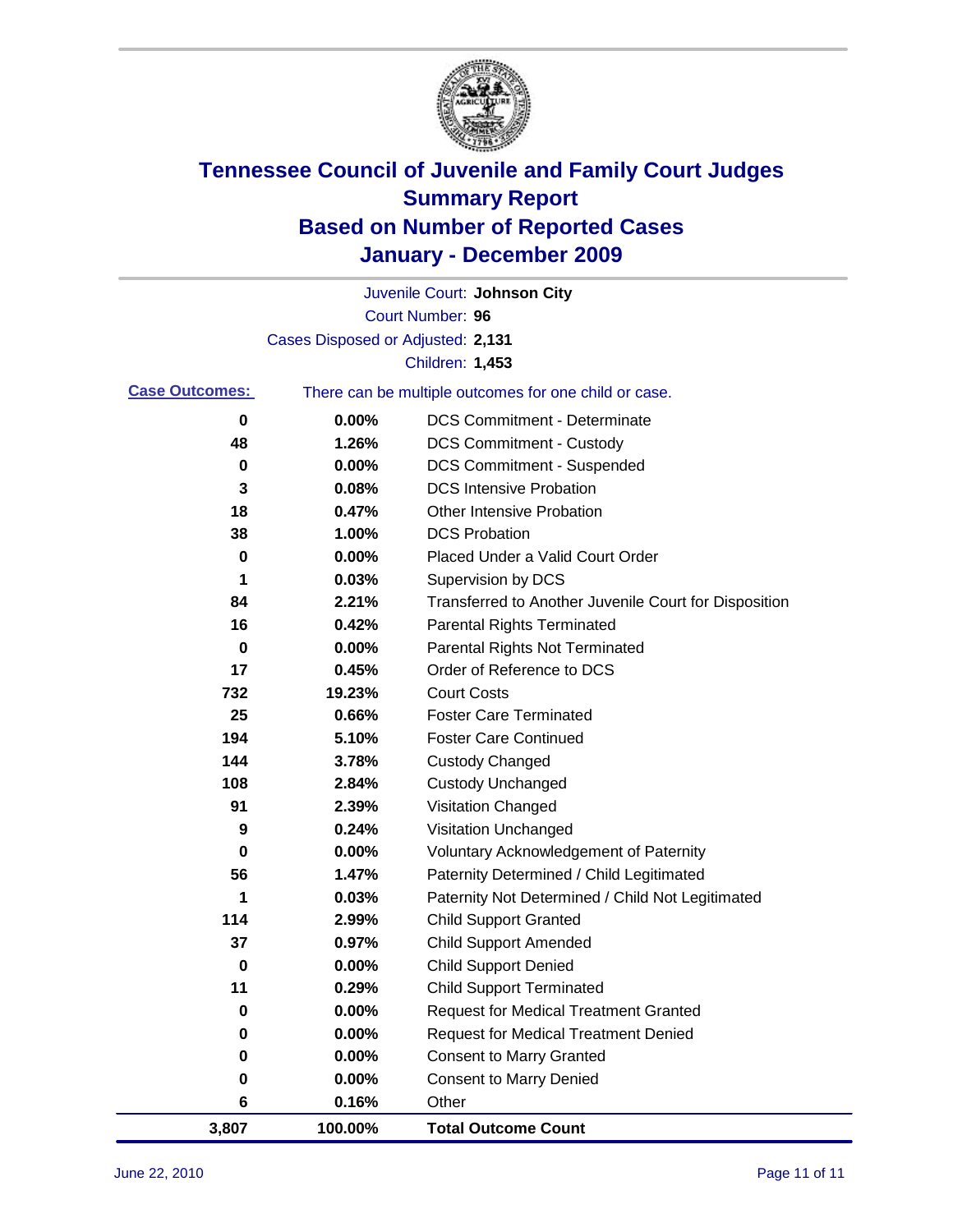# Tennessee Council of Juvenile and Family Court Judges
## Summary Report
## Based on Number of Reported Cases
## January - December 2009

Juvenile Court: **Johnson City**

Court Number: **96**

Cases Disposed or Adjusted: **2,131**

Children: **1,453**

**Case Outcomes:** There can be multiple outcomes for one child or case.

| | | |
|---|---|---|
| 0 | 0.00% | DCS Commitment - Determinate |
| 48 | 1.26% | DCS Commitment - Custody |
| 0 | 0.00% | DCS Commitment - Suspended |
| 3 | 0.08% | DCS Intensive Probation |
| 18 | 0.47% | Other Intensive Probation |
| 38 | 1.00% | DCS Probation |
| 0 | 0.00% | Placed Under a Valid Court Order |
| 1 | 0.03% | Supervision by DCS |
| 84 | 2.21% | Transferred to Another Juvenile Court for Disposition |
| 16 | 0.42% | Parental Rights Terminated |
| 0 | 0.00% | Parental Rights Not Terminated |
| 17 | 0.45% | Order of Reference to DCS |
| 732 | 19.23% | Court Costs |
| 25 | 0.66% | Foster Care Terminated |
| 194 | 5.10% | Foster Care Continued |
| 144 | 3.78% | Custody Changed |
| 108 | 2.84% | Custody Unchanged |
| 91 | 2.39% | Visitation Changed |
| 9 | 0.24% | Visitation Unchanged |
| 0 | 0.00% | Voluntary Acknowledgement of Paternity |
| 56 | 1.47% | Paternity Determined / Child Legitimated |
| 1 | 0.03% | Paternity Not Determined / Child Not Legitimated |
| 114 | 2.99% | Child Support Granted |
| 37 | 0.97% | Child Support Amended |
| 0 | 0.00% | Child Support Denied |
| 11 | 0.29% | Child Support Terminated |
| 0 | 0.00% | Request for Medical Treatment Granted |
| 0 | 0.00% | Request for Medical Treatment Denied |
| 0 | 0.00% | Consent to Marry Granted |
| 0 | 0.00% | Consent to Marry Denied |
| 6 | 0.16% | Other |
| **3,807** | **100.00%** | **Total Outcome Count** |

June 22, 2010